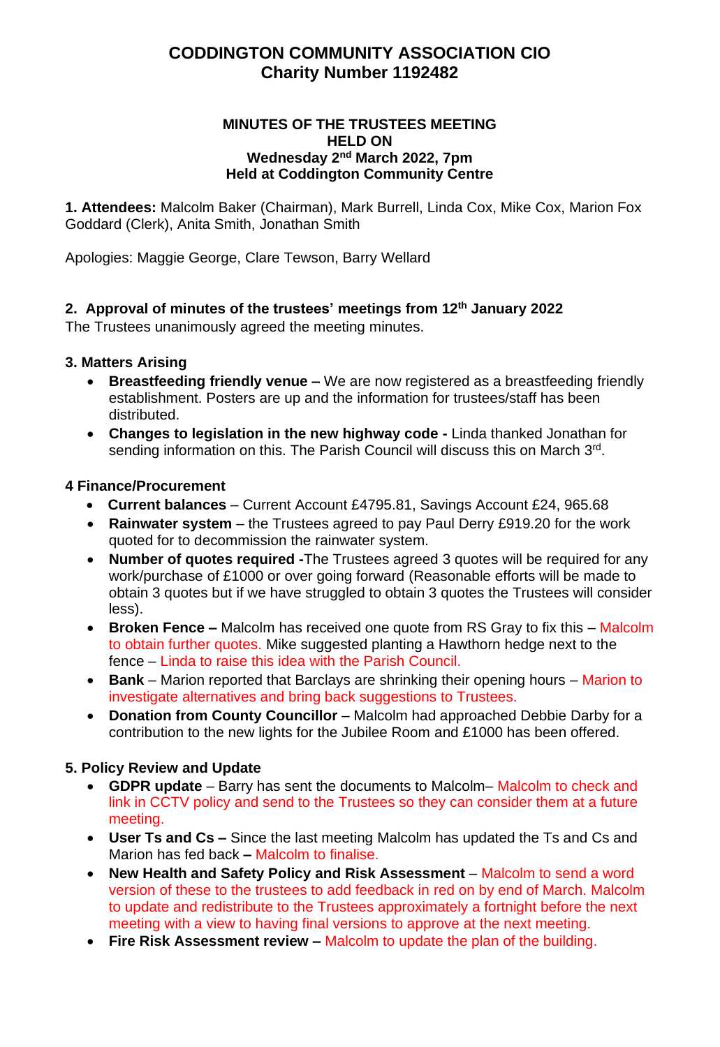# CODDINGTON COMMUNITY ASSOCIATION CIO
# Charity Number 1192482

**MINUTES OF THE TRUSTEES MEETING**
**HELD ON**
**Wednesday 2nd March 2022, 7pm**
**Held at Coddington Community Centre**

**1. Attendees:** Malcolm Baker (Chairman), Mark Burrell, Linda Cox, Mike Cox, Marion Fox Goddard (Clerk), Anita Smith, Jonathan Smith

Apologies: Maggie George, Clare Tewson, Barry Wellard

### 2. Approval of minutes of the trustees' meetings from 12th January 2022

The Trustees unanimously agreed the meeting minutes.

### 3. Matters Arising

- **Breastfeeding friendly venue –** We are now registered as a breastfeeding friendly establishment. Posters are up and the information for trustees/staff has been distributed.
- **Changes to legislation in the new highway code -** Linda thanked Jonathan for sending information on this. The Parish Council will discuss this on March 3rd.

### 4 Finance/Procurement

- **Current balances** – Current Account £4795.81, Savings Account £24, 965.68
- **Rainwater system** – the Trustees agreed to pay Paul Derry £919.20 for the work quoted for to decommission the rainwater system.
- **Number of quotes required -**The Trustees agreed 3 quotes will be required for any work/purchase of £1000 or over going forward (Reasonable efforts will be made to obtain 3 quotes but if we have struggled to obtain 3 quotes the Trustees will consider less).
- **Broken Fence –** Malcolm has received one quote from RS Gray to fix this – Malcolm to obtain further quotes. Mike suggested planting a Hawthorn hedge next to the fence – Linda to raise this idea with the Parish Council.
- **Bank** – Marion reported that Barclays are shrinking their opening hours – Marion to investigate alternatives and bring back suggestions to Trustees.
- **Donation from County Councillor** – Malcolm had approached Debbie Darby for a contribution to the new lights for the Jubilee Room and £1000 has been offered.

### 5. Policy Review and Update

- **GDPR update** – Barry has sent the documents to Malcolm– Malcolm to check and link in CCTV policy and send to the Trustees so they can consider them at a future meeting.
- **User Ts and Cs –** Since the last meeting Malcolm has updated the Ts and Cs and Marion has fed back **–** Malcolm to finalise.
- **New Health and Safety Policy and Risk Assessment** – Malcolm to send a word version of these to the trustees to add feedback in red on by end of March. Malcolm to update and redistribute to the Trustees approximately a fortnight before the next meeting with a view to having final versions to approve at the next meeting.
- **Fire Risk Assessment review –** Malcolm to update the plan of the building.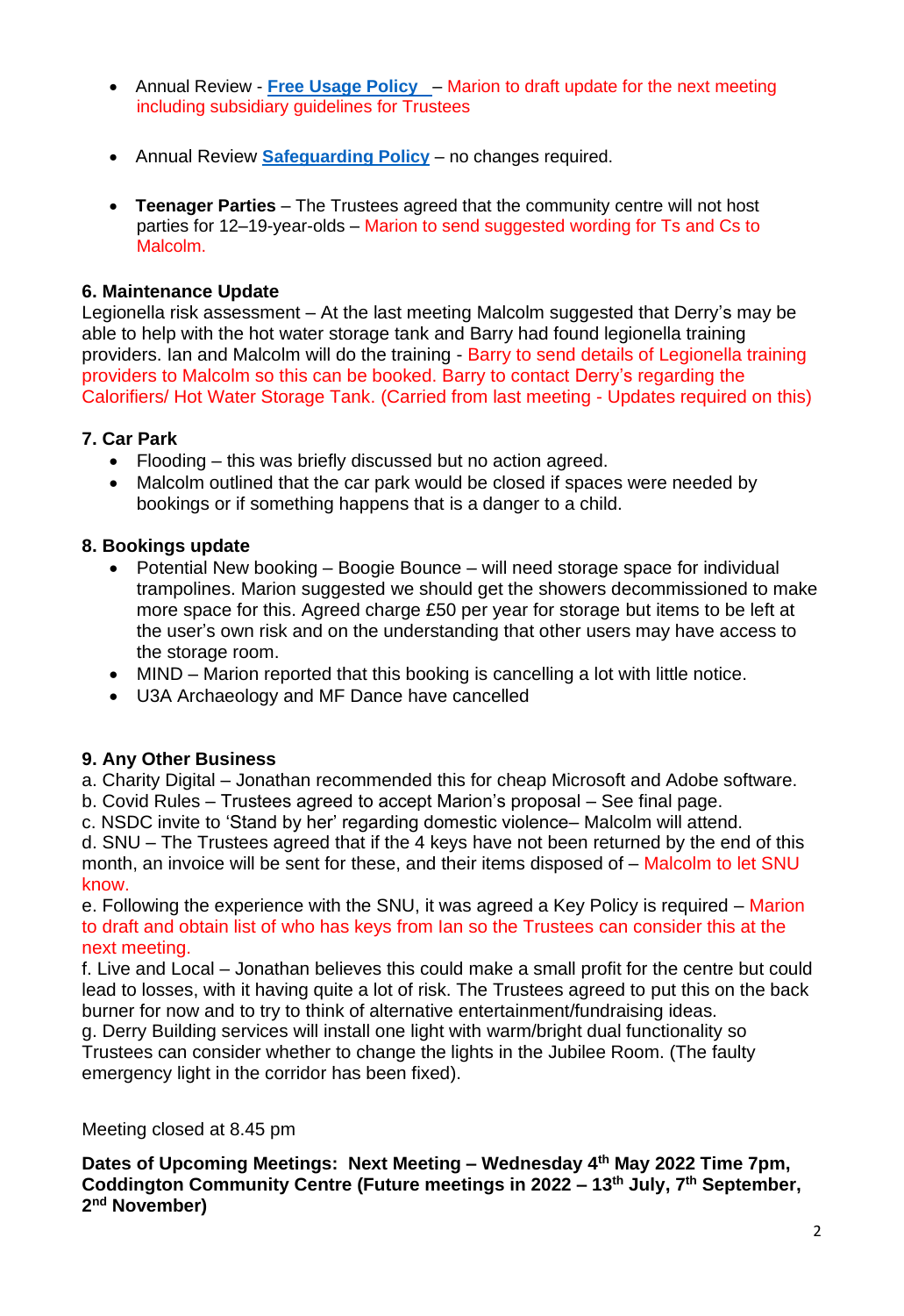- Annual Review - **Free Usage Policy** – Marion to draft update for the next meeting including subsidiary guidelines for Trustees

- Annual Review **Safeguarding Policy** – no changes required.

- **Teenager Parties** – The Trustees agreed that the community centre will not host parties for 12–19-year-olds – Marion to send suggested wording for Ts and Cs to Malcolm.

**6. Maintenance Update**

Legionella risk assessment – At the last meeting Malcolm suggested that Derry's may be able to help with the hot water storage tank and Barry had found legionella training providers. Ian and Malcolm will do the training - Barry to send details of Legionella training providers to Malcolm so this can be booked. Barry to contact Derry's regarding the Calorifiers/ Hot Water Storage Tank. (Carried from last meeting - Updates required on this)

**7. Car Park**

- Flooding – this was briefly discussed but no action agreed.
- Malcolm outlined that the car park would be closed if spaces were needed by bookings or if something happens that is a danger to a child.

**8. Bookings update**

- Potential New booking – Boogie Bounce – will need storage space for individual trampolines. Marion suggested we should get the showers decommissioned to make more space for this. Agreed charge £50 per year for storage but items to be left at the user's own risk and on the understanding that other users may have access to the storage room.
- MIND – Marion reported that this booking is cancelling a lot with little notice.
- U3A Archaeology and MF Dance have cancelled

**9. Any Other Business**

a. Charity Digital – Jonathan recommended this for cheap Microsoft and Adobe software.
b. Covid Rules – Trustees agreed to accept Marion's proposal – See final page.
c. NSDC invite to 'Stand by her' regarding domestic violence– Malcolm will attend.
d. SNU – The Trustees agreed that if the 4 keys have not been returned by the end of this month, an invoice will be sent for these, and their items disposed of – Malcolm to let SNU know.
e. Following the experience with the SNU, it was agreed a Key Policy is required – Marion to draft and obtain list of who has keys from Ian so the Trustees can consider this at the next meeting.
f. Live and Local – Jonathan believes this could make a small profit for the centre but could lead to losses, with it having quite a lot of risk. The Trustees agreed to put this on the back burner for now and to try to think of alternative entertainment/fundraising ideas.
g. Derry Building services will install one light with warm/bright dual functionality so Trustees can consider whether to change the lights in the Jubilee Room. (The faulty emergency light in the corridor has been fixed).

Meeting closed at 8.45 pm

**Dates of Upcoming Meetings: Next Meeting – Wednesday 4th May 2022 Time 7pm, Coddington Community Centre (Future meetings in 2022 – 13th July, 7th September, 2nd November)**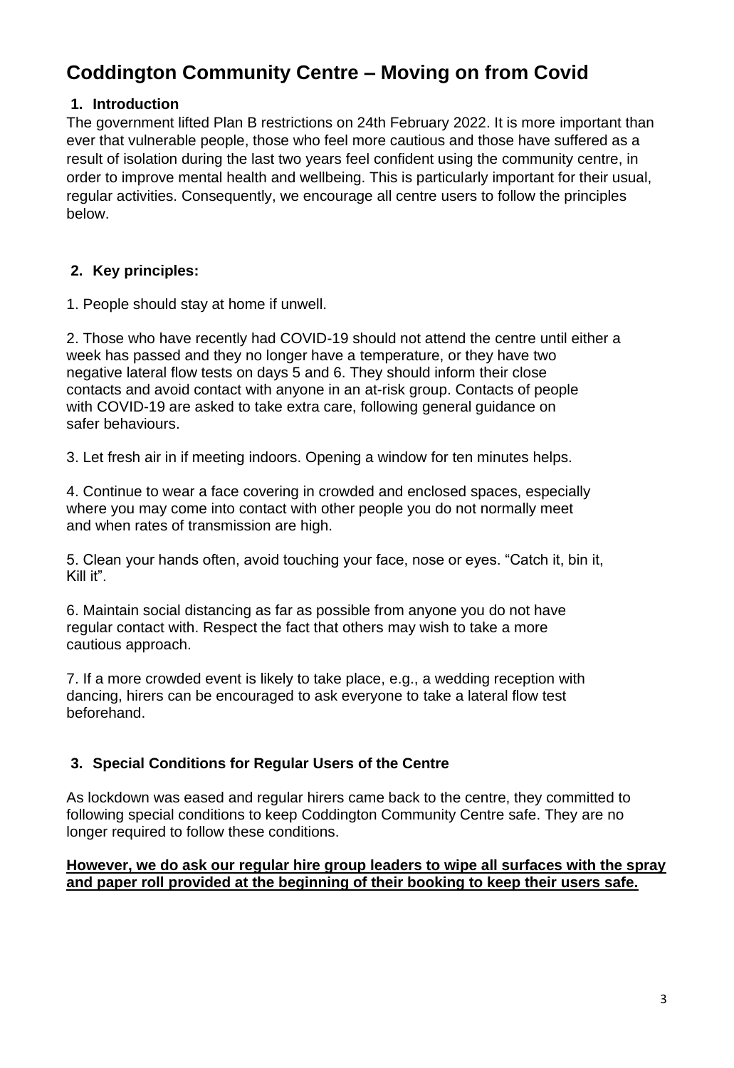# Coddington Community Centre – Moving on from Covid

## 1. Introduction

The government lifted Plan B restrictions on 24th February 2022. It is more important than ever that vulnerable people, those who feel more cautious and those have suffered as a result of isolation during the last two years feel confident using the community centre, in order to improve mental health and wellbeing. This is particularly important for their usual, regular activities. Consequently, we encourage all centre users to follow the principles below.

## 2. Key principles:

1. People should stay at home if unwell.

2. Those who have recently had COVID-19 should not attend the centre until either a week has passed and they no longer have a temperature, or they have two negative lateral flow tests on days 5 and 6. They should inform their close contacts and avoid contact with anyone in an at-risk group. Contacts of people with COVID-19 are asked to take extra care, following general guidance on safer behaviours.

3. Let fresh air in if meeting indoors. Opening a window for ten minutes helps.

4. Continue to wear a face covering in crowded and enclosed spaces, especially where you may come into contact with other people you do not normally meet and when rates of transmission are high.

5. Clean your hands often, avoid touching your face, nose or eyes. "Catch it, bin it, Kill it".

6. Maintain social distancing as far as possible from anyone you do not have regular contact with. Respect the fact that others may wish to take a more cautious approach.

7. If a more crowded event is likely to take place, e.g., a wedding reception with dancing, hirers can be encouraged to ask everyone to take a lateral flow test beforehand.

## 3. Special Conditions for Regular Users of the Centre

As lockdown was eased and regular hirers came back to the centre, they committed to following special conditions to keep Coddington Community Centre safe. They are no longer required to follow these conditions.

**However, we do ask our regular hire group leaders to wipe all surfaces with the spray and paper roll provided at the beginning of their booking to keep their users safe.**